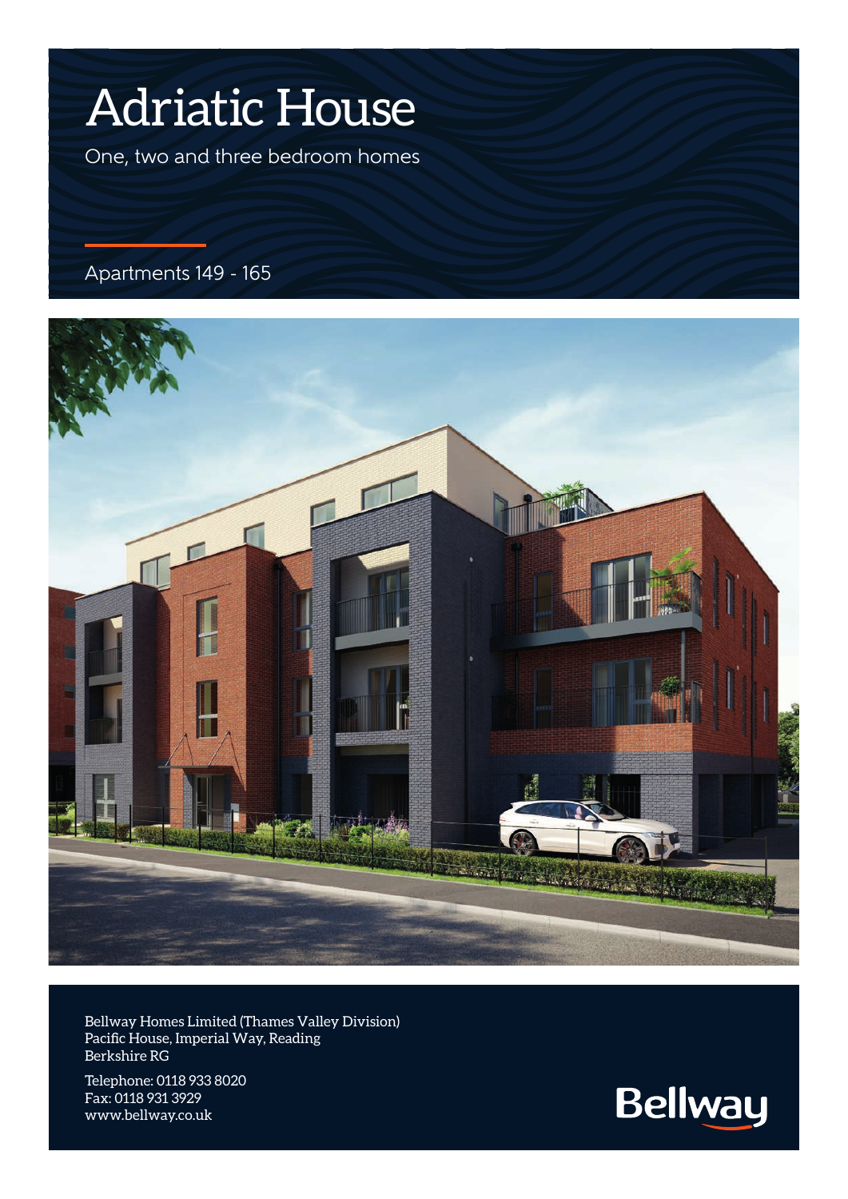# Adriatic House

One, two and three bedroom homes

Apartments 149 - 165

Bellway Homes Limited (Thames Valley Division)
Pacific House, Imperial Way, Reading
Berkshire RG

Telephone: 0118 933 8020
Fax: 0118 931 3929
www.bellway.co.uk

Bellway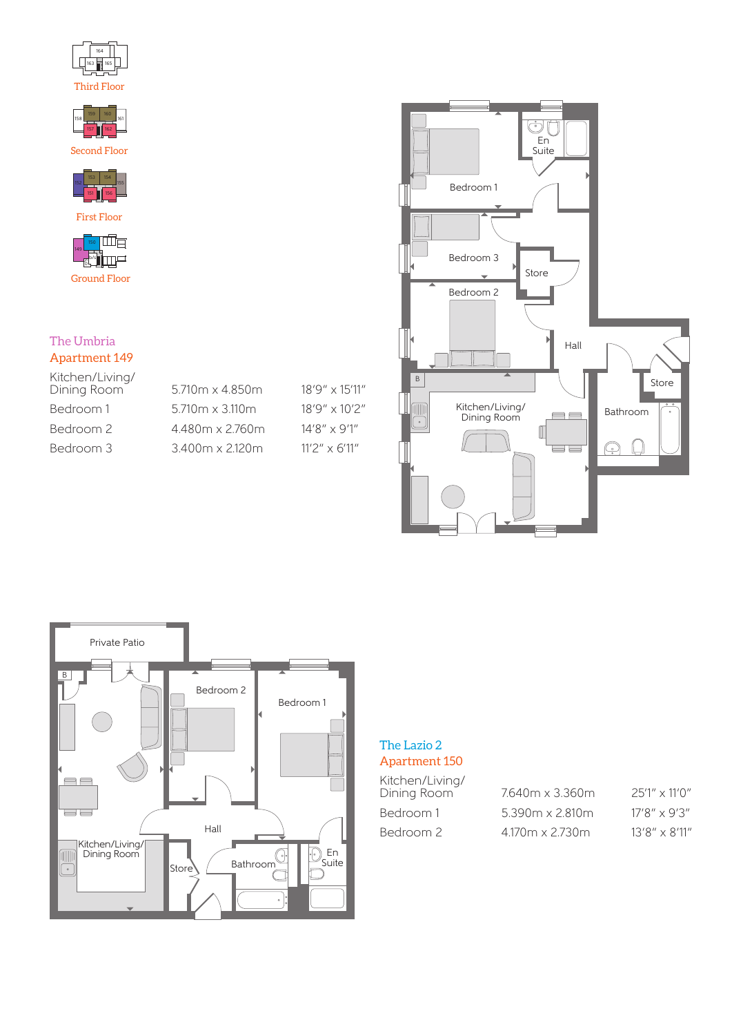Third Floor

Second Floor

First Floor

Ground Floor

## The Umbria
## Apartment 149

| | | |
|---|---|---|
| Kitchen/Living/ Dining Room | 5.710m x 4.850m | 18'9" x 15'11" |
| Bedroom 1 | 5.710m x 3.110m | 18'9" x 10'2" |
| Bedroom 2 | 4.480m x 2.760m | 14'8" x 9'1" |
| Bedroom 3 | 3.400m x 2.120m | 11'2" x 6'11" |

Bedroom 1

En Suite

Bedroom 3

Store

Bedroom 2

Hall

Store

B

Kitchen/Living/ Dining Room

Bathroom

Private Patio

B

Bedroom 2

Bedroom 1

Hall

Kitchen/Living/ Dining Room

Store

Bathroom

En Suite

## The Lazio 2
## Apartment 150

| | | |
|---|---|---|
| Kitchen/Living/ Dining Room | 7.640m x 3.360m | 25'1" x 11'0" |
| Bedroom 1 | 5.390m x 2.810m | 17'8" x 9'3" |
| Bedroom 2 | 4.170m x 2.730m | 13'8" x 8'11" |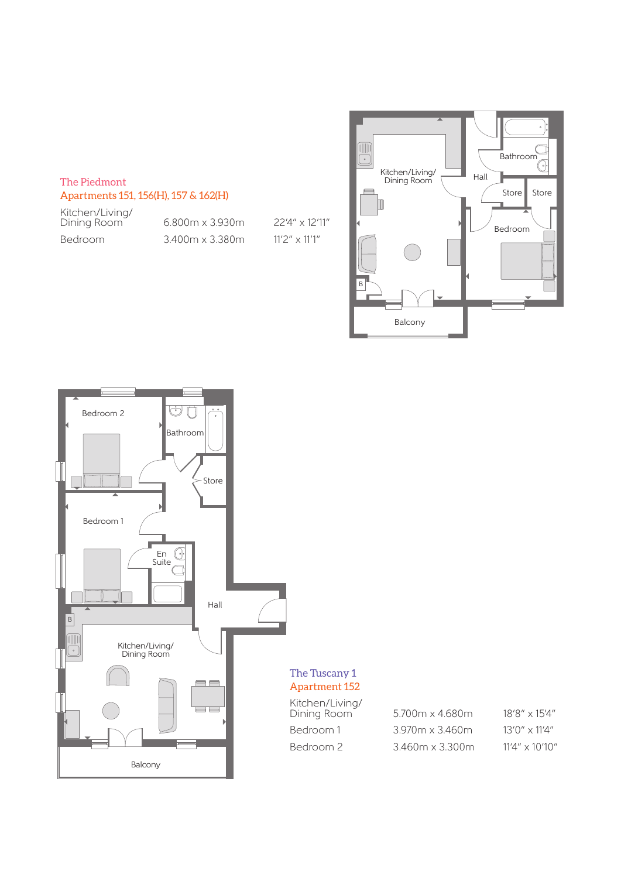## The Piedmont
### Apartments 151, 156(H), 157 & 162(H)

| | | |
|---|---|---|
| Kitchen/Living/ Dining Room | 6.800m x 3.930m | 22'4" x 12'11" |
| Bedroom | 3.400m x 3.380m | 11'2" x 11'1" |

Kitchen/Living/
Dining Room

Hall

Bathroom

Store

Store

Bedroom

B

Balcony

Bedroom 2

Bathroom

Store

Bedroom 1

En
Suite

Hall

B

Kitchen/Living/
Dining Room

Balcony

## The Tuscany 1
### Apartment 152

| | | |
|---|---|---|
| Kitchen/Living/ Dining Room | 5.700m x 4.680m | 18'8" x 15'4" |
| Bedroom 1 | 3.970m x 3.460m | 13'0" x 11'4" |
| Bedroom 2 | 3.460m x 3.300m | 11'4" x 10'10" |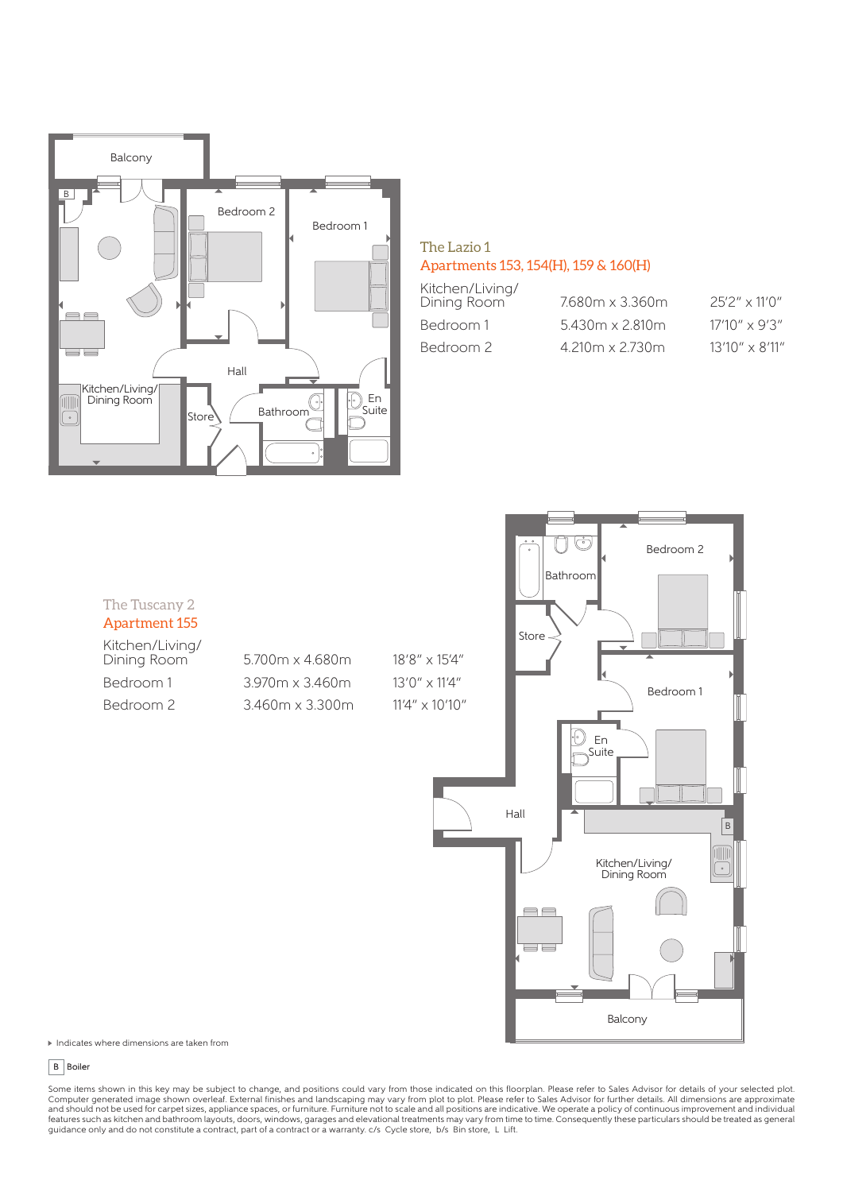## The Lazio 1
### Apartments 153, 154(H), 159 & 160(H)

| | | |
|---|---|---|
| Kitchen/Living/ Dining Room | 7.680m x 3.360m | 25'2" x 11'0" |
| Bedroom 1 | 5.430m x 2.810m | 17'10" x 9'3" |
| Bedroom 2 | 4.210m x 2.730m | 13'10" x 8'11" |

Balcony
B
Bedroom 2
Bedroom 1
Hall
Kitchen/Living/ Dining Room
Store
Bathroom
En Suite

## The Tuscany 2
### Apartment 155

| | | |
|---|---|---|
| Kitchen/Living/ Dining Room | 5.700m x 4.680m | 18'8" x 15'4" |
| Bedroom 1 | 3.970m x 3.460m | 13'0" x 11'4" |
| Bedroom 2 | 3.460m x 3.300m | 11'4" x 10'10" |

Bathroom
Bedroom 2
Store
Bedroom 1
En Suite
Hall
B
Kitchen/Living/ Dining Room
Balcony

▸ Indicates where dimensions are taken from

B Boiler

Some items shown in this key may be subject to change, and positions could vary from those indicated on this floorplan. Please refer to Sales Advisor for details of your selected plot. Computer generated image shown overleaf. External finishes and landscaping may vary from plot to plot. Please refer to Sales Advisor for further details. All dimensions are approximate and should not be used for carpet sizes, appliance spaces, or furniture. Furniture not to scale and all positions are indicative. We operate a policy of continuous improvement and individual features such as kitchen and bathroom layouts, doors, windows, garages and elevational treatments may vary from time to time. Consequently these particulars should be treated as general guidance only and do not constitute a contract, part of a contract or a warranty. c/s Cycle store, b/s Bin store, L Lift.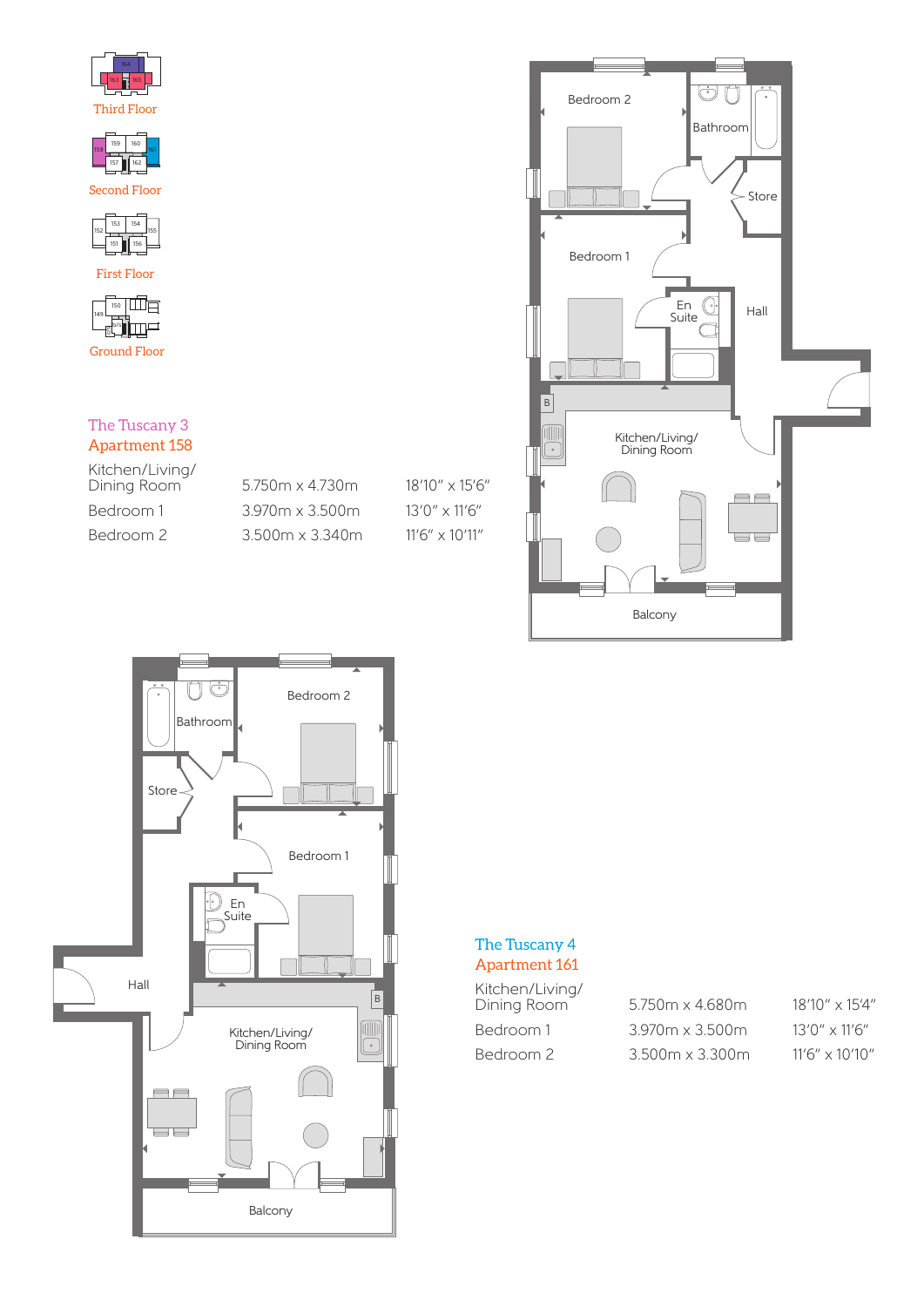Third Floor

Second Floor

First Floor

Ground Floor

## The Tuscany 3
### Apartment 158

| | | |
|---|---|---|
| Kitchen/Living/ Dining Room | 5.750m x 4.730m | 18'10" x 15'6" |
| Bedroom 1 | 3.970m x 3.500m | 13'0" x 11'6" |
| Bedroom 2 | 3.500m x 3.340m | 11'6" x 10'11" |

Bedroom 2
Bathroom
Store
Bedroom 1
En Suite
Hall
Kitchen/Living/ Dining Room
Balcony

Bathroom
Bedroom 2
Store
Bedroom 1
En Suite
Hall
Kitchen/Living/ Dining Room
Balcony

## The Tuscany 4
### Apartment 161

| | | |
|---|---|---|
| Kitchen/Living/ Dining Room | 5.750m x 4.680m | 18'10" x 15'4" |
| Bedroom 1 | 3.970m x 3.500m | 13'0" x 11'6" |
| Bedroom 2 | 3.500m x 3.300m | 11'6" x 10'10" |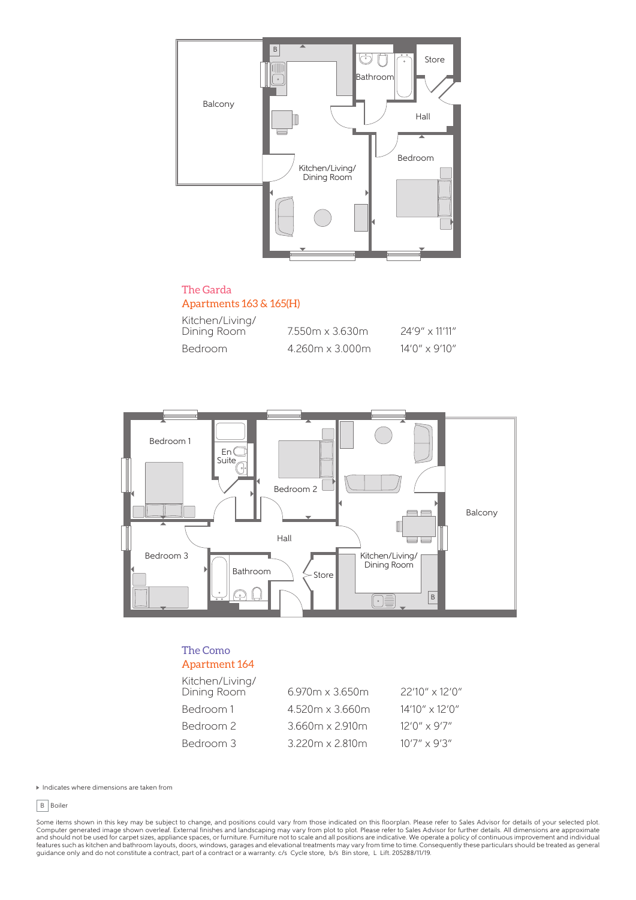Balcony

Bathroom

Store

Hall

Bedroom

Kitchen/Living/
Dining Room

B

## The Garda
### Apartments 163 & 165(H)

| | | |
|---|---|---|
| Kitchen/Living/ Dining Room | 7.550m x 3.630m | 24'9" x 11'11" |
| Bedroom | 4.260m x 3.000m | 14'0" x 9'10" |

Bedroom 1

En Suite

Bedroom 2

Balcony

Hall

Bedroom 3

Bathroom

Store

Kitchen/Living/
Dining Room

B

## The Como
### Apartment 164

| | | |
|---|---|---|
| Kitchen/Living/ Dining Room | 6.970m x 3.650m | 22'10" x 12'0" |
| Bedroom 1 | 4.520m x 3.660m | 14'10" x 12'0" |
| Bedroom 2 | 3.660m x 2.910m | 12'0" x 9'7" |
| Bedroom 3 | 3.220m x 2.810m | 10'7" x 9'3" |

▸ Indicates where dimensions are taken from

B Boiler

Some items shown in this key may be subject to change, and positions could vary from those indicated on this floorplan. Please refer to Sales Advisor for details of your selected plot. Computer generated image shown overleaf. External finishes and landscaping may vary from plot to plot. Please refer to Sales Advisor for further details. All dimensions are approximate and should not be used for carpet sizes, appliance spaces, or furniture. Furniture not to scale and all positions are indicative. We operate a policy of continuous improvement and individual features such as kitchen and bathroom layouts, doors, windows, garages and elevational treatments may vary from time to time. Consequently these particulars should be treated as general guidance only and do not constitute a contract, part of a contract or a warranty. c/s Cycle store, b/s Bin store, L Lift. 205288/11/19.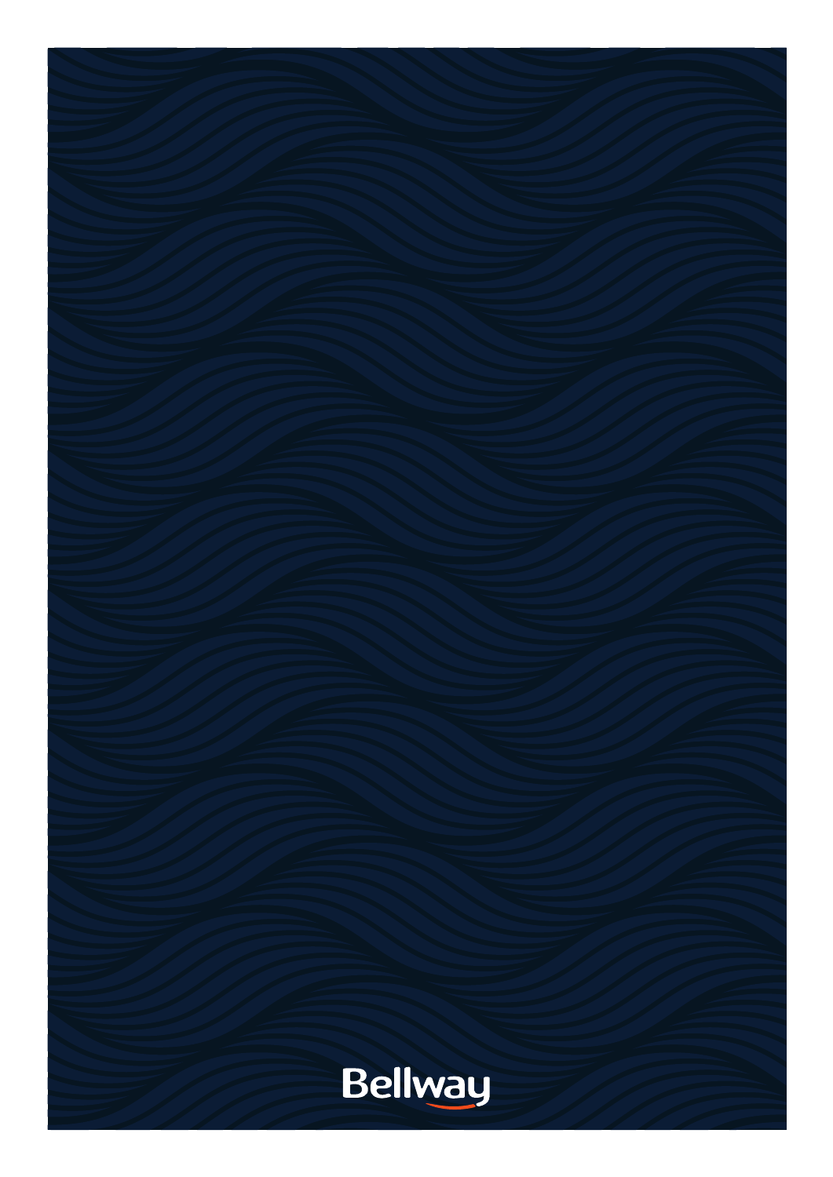Bellway